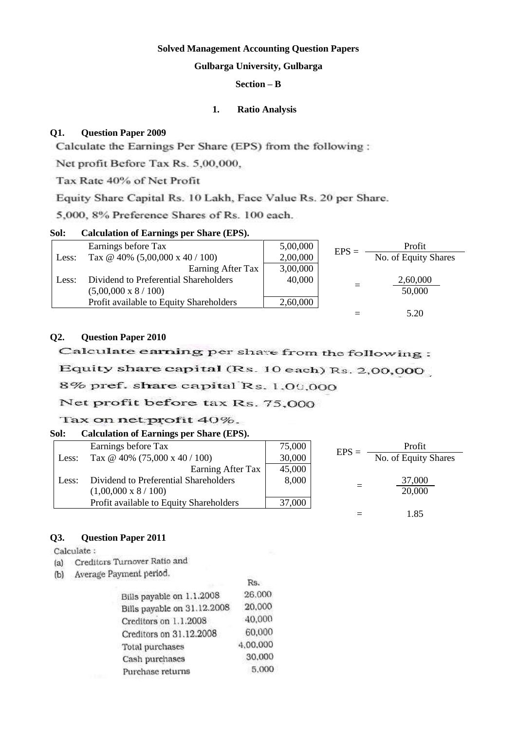**Solved Management Accounting Question Papers**

**Gulbarga University, Gulbarga**

**Section – B**

**1. Ratio Analysis**

**Q1. Question Paper 2009**

Calculate the Earnings Per Share (EPS) from the following :

Net profit Before Tax Rs. 5,00,000,

Tax Rate 40% of Net Profit

Equity Share Capital Rs. 10 Lakh, Face Value Rs. 20 per Share.

5,000, 8% Preference Shares of Rs. 100 each.

**Sol: Calculation of Earnings per Share (EPS).**

| | | |
|---|---|---|
| | Earnings before Tax | 5,00,000 |
| Less: | Tax @ 40% (5,00,000 x 40 / 100) | 2,00,000 |
| | Earning After Tax | 3,00,000 |
| Less: | Dividend to Preferential Shareholders (5,00,000 x 8 / 100) | 40,000 |
| | Profit available to Equity Shareholders | 2,60,000 |

$$EPS = \frac{\text{Profit}}{\text{No. of Equity Shares}} = \frac{2,60,000}{50,000} = 5.20$$

**Q2. Question Paper 2010**

Calculate earning per share from the following :

Equity share capital (Rs. 10 each) Rs. 2,00,000

8% pref. share capital Rs. 1,00,000

Net profit before tax Rs. 75,000

Tax on net profit 40%.

**Sol: Calculation of Earnings per Share (EPS).**

| | | |
|---|---|---|
| | Earnings before Tax | 75,000 |
| Less: | Tax @ 40% (75,000 x 40 / 100) | 30,000 |
| | Earning After Tax | 45,000 |
| Less: | Dividend to Preferential Shareholders (1,00,000 x 8 / 100) | 8,000 |
| | Profit available to Equity Shareholders | 37,000 |

$$EPS = \frac{\text{Profit}}{\text{No. of Equity Shares}} = \frac{37,000}{20,000} = 1.85$$

**Q3. Question Paper 2011**

Calculate :

(a) Creditors Turnover Ratio and

(b) Average Payment period.

| | Rs. |
|---|---|
| Bills payable on 1.1.2008 | 26,000 |
| Bills payable on 31.12.2008 | 20,000 |
| Creditors on 1.1.2008 | 40,000 |
| Creditors on 31.12.2008 | 60,000 |
| Total purchases | 4,00,000 |
| Cash purchases | 30,000 |
| Purchase returns | 5,000 |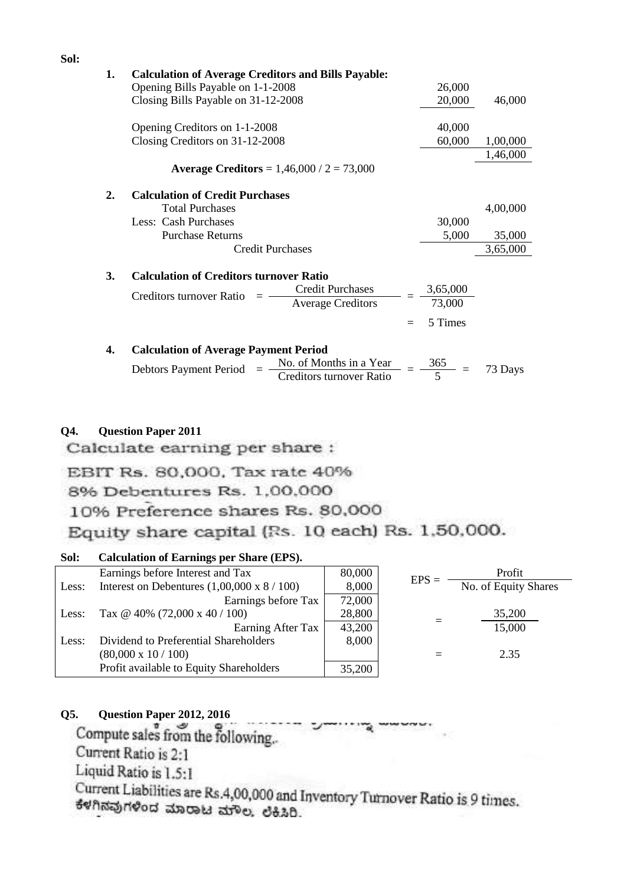**Sol:**

**1. Calculation of Average Creditors and Bills Payable:**

| | | |
|---|---:|---:|
| Opening Bills Payable on 1-1-2008 | 26,000 | |
| Closing Bills Payable on 31-12-2008 | 20,000 | 46,000 |
| Opening Creditors on 1-1-2008 | 40,000 | |
| Closing Creditors on 31-12-2008 | 60,000 | 1,00,000 |
| | | 1,46,000 |

**Average Creditors** = 1,46,000 / 2 = 73,000

**2. Calculation of Credit Purchases**

| | | |
|---|---:|---:|
| Total Purchases | | 4,00,000 |
| Less: Cash Purchases | 30,000 | |
| Purchase Returns | 5,000 | 35,000 |
| Credit Purchases | | 3,65,000 |

**3. Calculation of Creditors turnover Ratio**

$$\text{Creditors turnover Ratio} = \frac{\text{Credit Purchases}}{\text{Average Creditors}} = \frac{3,65,000}{73,000}$$

$$= 5 \text{ Times}$$

**4. Calculation of Average Payment Period**

$$\text{Debtors Payment Period} = \frac{\text{No. of Months in a Year}}{\text{Creditors turnover Ratio}} = \frac{365}{5} = 73 \text{ Days}$$

**Q4. Question Paper 2011**

Calculate earning per share :

EBIT Rs. 80,000, Tax rate 40%

8% Debentures Rs. 1,00,000

10% Preference shares Rs. 80,000

Equity share capital (Rs. 10 each) Rs. 1,50,000.

**Sol: Calculation of Earnings per Share (EPS).**

| | | |
|---|---|---:|
| | Earnings before Interest and Tax | 80,000 |
| Less: | Interest on Debentures (1,00,000 x 8 / 100) | 8,000 |
| | Earnings before Tax | 72,000 |
| Less: | Tax @ 40% (72,000 x 40 / 100) | 28,800 |
| | Earning After Tax | 43,200 |
| Less: | Dividend to Preferential Shareholders (80,000 x 10 / 100) | 8,000 |
| | Profit available to Equity Shareholders | 35,200 |

$$EPS = \frac{\text{Profit}}{\text{No. of Equity Shares}}$$

$$= \frac{35,200}{15,000}$$

$$= 2.35$$

**Q5. Question Paper 2012, 2016**

Compute sales from the following..

Current Ratio is 2:1

Liquid Ratio is 1.5:1

Current Liabilities are Rs.4,00,000 and Inventory Turnover Ratio is 9 times.

ಕೆಳಗಿನವುಗಳಿಂದ ಮಾರಾಟ ಮೌಲ್ಯ ಲೆಕ್ಕಿಸಿರಿ.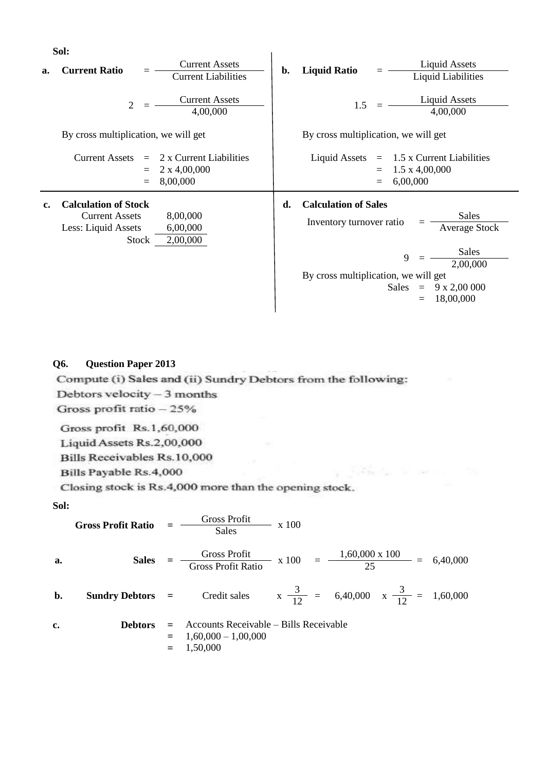**Sol:**

**a. Current Ratio**

$$\text{Current Ratio} = \frac{\text{Current Assets}}{\text{Current Liabilities}}$$

$$2 = \frac{\text{Current Assets}}{4,00,000}$$

By cross multiplication, we will get

Current Assets = 2 x Current Liabilities
= 2 x 4,00,000
= 8,00,000

**b. Liquid Ratio**

$$\text{Liquid Ratio} = \frac{\text{Liquid Assets}}{\text{Liquid Liabilities}}$$

$$1.5 = \frac{\text{Liquid Assets}}{4,00,000}$$

By cross multiplication, we will get

Liquid Assets = 1.5 x Current Liabilities
= 1.5 x 4,00,000
= 6,00,000

**c. Calculation of Stock**

| | |
|---|---|
| Current Assets | 8,00,000 |
| Less: Liquid Assets | 6,00,000 |
| Stock | 2,00,000 |

**d. Calculation of Sales**

$$\text{Inventory turnover ratio} = \frac{\text{Sales}}{\text{Average Stock}}$$

$$9 = \frac{\text{Sales}}{2,00,000}$$

By cross multiplication, we will get

Sales = 9 x 2,00 000
= 18,00,000

**Q6. Question Paper 2013**

Compute (i) Sales and (ii) Sundry Debtors from the following:

Debtors velocity – 3 months

Gross profit ratio – 25%

Gross profit Rs.1,60,000

Liquid Assets Rs.2,00,000

Bills Receivables Rs.10,000

Bills Payable Rs.4,000

Closing stock is Rs.4,000 more than the opening stock.

**Sol:**

$$\textbf{Gross Profit Ratio} = \frac{\text{Gross Profit}}{\text{Sales}} \times 100$$

**a.** $$\textbf{Sales} = \frac{\text{Gross Profit}}{\text{Gross Profit Ratio}} \times 100 = \frac{1,60,000 \times 100}{25} = 6,40,000$$

**b.** $$\textbf{Sundry Debtors} = \text{Credit sales} \times \frac{3}{12} = 6,40,000 \times \frac{3}{12} = 1,60,000$$

**c. Debtors** = Accounts Receivable – Bills Receivable
= 1,60,000 – 1,00,000
= 1,50,000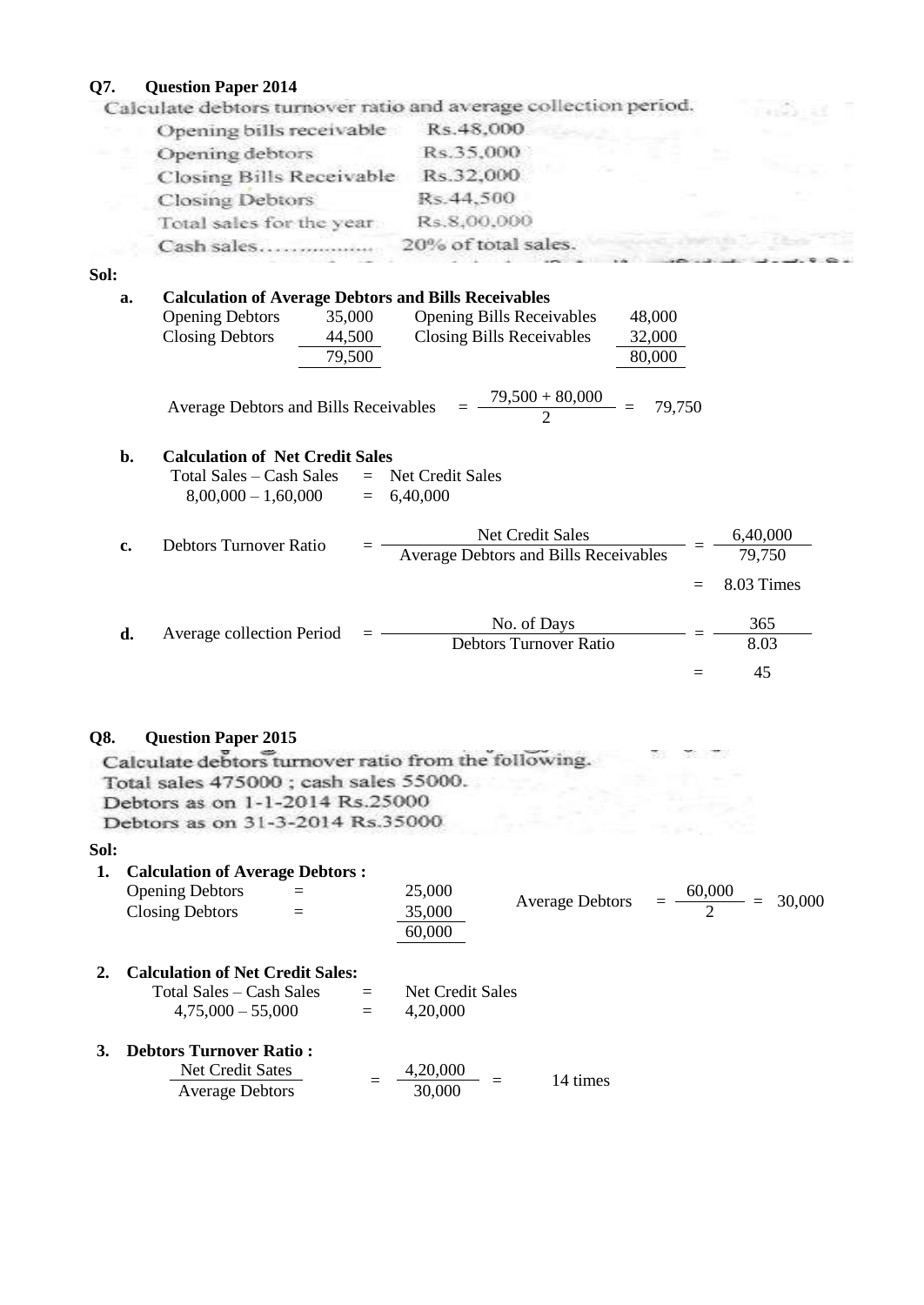**Q7. Question Paper 2014**

Calculate debtors turnover ratio and average collection period.

| | |
|---|---|
| Opening bills receivable | Rs.48,000 |
| Opening debtors | Rs.35,000 |
| Closing Bills Receivable | Rs.32,000 |
| Closing Debtors | Rs.44,500 |
| Total sales for the year | Rs.8,00,000 |
| Cash sales……………. | 20% of total sales. |

**Sol:**

**a. Calculation of Average Debtors and Bills Receivables**

| | | | |
|---|---|---|---|
| Opening Debtors | 35,000 | Opening Bills Receivables | 48,000 |
| Closing Debtors | 44,500 | Closing Bills Receivables | 32,000 |
| | 79,500 | | 80,000 |

$$\text{Average Debtors and Bills Receivables} = \frac{79{,}500 + 80{,}000}{2} = 79{,}750$$

**b. Calculation of Net Credit Sales**

Total Sales – Cash Sales = Net Credit Sales

8,00,000 – 1,60,000 = 6,40,000

**c.** $$\text{Debtors Turnover Ratio} = \frac{\text{Net Credit Sales}}{\text{Average Debtors and Bills Receivables}} = \frac{6{,}40{,}000}{79{,}750} = 8.03 \text{ Times}$$

**d.** $$\text{Average collection Period} = \frac{\text{No. of Days}}{\text{Debtors Turnover Ratio}} = \frac{365}{8.03} = 45$$

**Q8. Question Paper 2015**

Calculate debtors turnover ratio from the following.
Total sales 475000 ; cash sales 55000.
Debtors as on 1-1-2014 Rs.25000
Debtors as on 31-3-2014 Rs.35000

**Sol:**

**1. Calculation of Average Debtors :**

| | | |
|---|---|---|
| Opening Debtors | = | 25,000 |
| Closing Debtors | = | 35,000 |
| | | 60,000 |

$$\text{Average Debtors} = \frac{60{,}000}{2} = 30{,}000$$

**2. Calculation of Net Credit Sales:**

Total Sales – Cash Sales = Net Credit Sales

4,75,000 – 55,000 = 4,20,000

**3. Debtors Turnover Ratio :**

$$\frac{\text{Net Credit Sates}}{\text{Average Debtors}} = \frac{4{,}20{,}000}{30{,}000} = 14 \text{ times}$$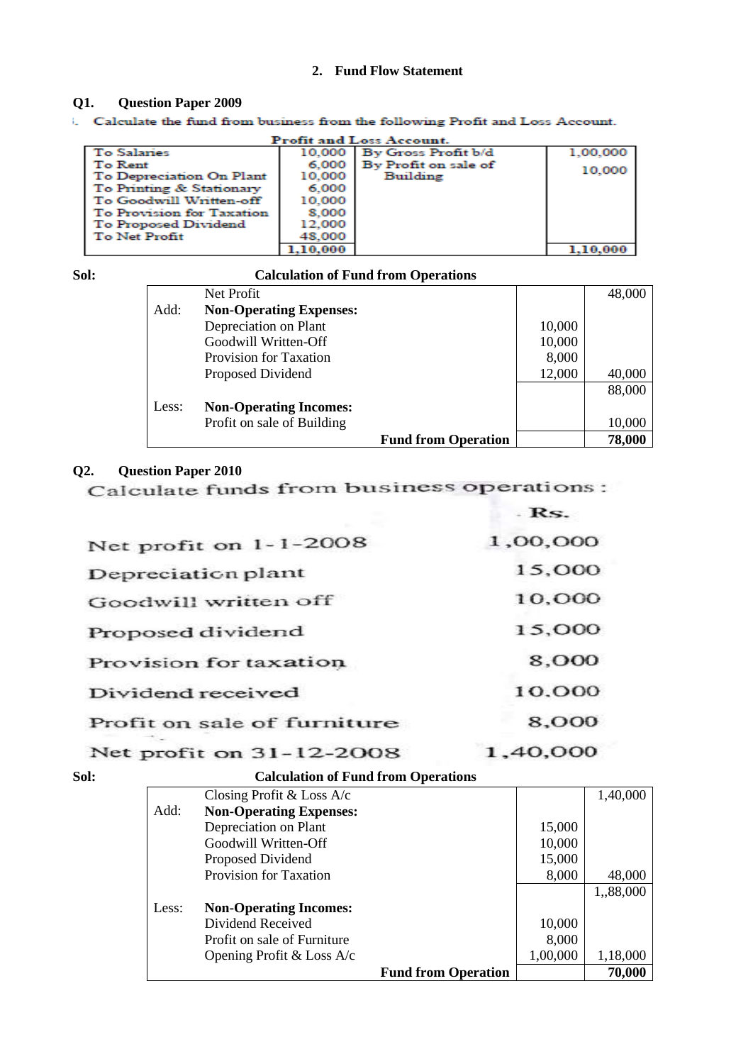## 2. Fund Flow Statement

**Q1. Question Paper 2009**

i. Calculate the fund from business from the following Profit and Loss Account.

**Profit and Loss Account.**

| | | | |
|---|---|---|---|
| To Salaries | 10,000 | By Gross Profit b/d | 1,00,000 |
| To Rent | 6,000 | By Profit on sale of Building | 10,000 |
| To Depreciation On Plant | 10,000 | | |
| To Printing & Stationary | 6,000 | | |
| To Goodwill Written-off | 10,000 | | |
| To Provision for Taxation | 8,000 | | |
| To Proposed Dividend | 12,000 | | |
| To Net Profit | 48,000 | | |
| | 1,10,000 | | 1,10,000 |

**Sol:** **Calculation of Fund from Operations**

| | | | |
|---|---|---|---|
| | Net Profit | | 48,000 |
| Add: | **Non-Operating Expenses:** | | |
| | Depreciation on Plant | 10,000 | |
| | Goodwill Written-Off | 10,000 | |
| | Provision for Taxation | 8,000 | |
| | Proposed Dividend | 12,000 | 40,000 |
| | | | 88,000 |
| Less: | **Non-Operating Incomes:** | | |
| | Profit on sale of Building | | 10,000 |
| | **Fund from Operation** | | **78,000** |

**Q2. Question Paper 2010**

Calculate funds from business operations :

| | Rs. |
|---|---|
| Net profit on 1-1-2008 | 1,00,000 |
| Depreciation plant | 15,000 |
| Goodwill written off | 10,000 |
| Proposed dividend | 15,000 |
| Provision for taxation | 8,000 |
| Dividend received | 10,000 |
| Profit on sale of furniture | 8,000 |
| Net profit on 31-12-2008 | 1,40,000 |

**Sol:** **Calculation of Fund from Operations**

| | | | |
|---|---|---|---|
| | Closing Profit & Loss A/c | | 1,40,000 |
| Add: | **Non-Operating Expenses:** | | |
| | Depreciation on Plant | 15,000 | |
| | Goodwill Written-Off | 10,000 | |
| | Proposed Dividend | 15,000 | |
| | Provision for Taxation | 8,000 | 48,000 |
| | | | 1,,88,000 |
| Less: | **Non-Operating Incomes:** | | |
| | Dividend Received | 10,000 | |
| | Profit on sale of Furniture | 8,000 | |
| | Opening Profit & Loss A/c | 1,00,000 | 1,18,000 |
| | **Fund from Operation** | | **70,000** |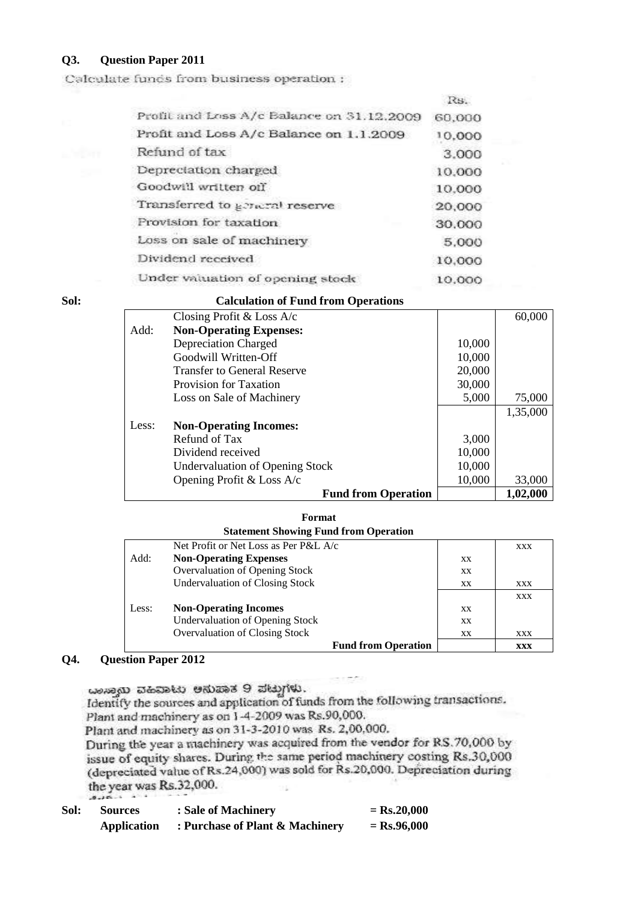**Q3. Question Paper 2011**

Calculate funds from business operation :

| | Rs. |
|---|---|
| Profit and Loss A/c Balance on 31.12.2009 | 60,000 |
| Profit and Loss A/c Balance on 1.1.2009 | 10,000 |
| Refund of tax | 3,000 |
| Depreciation charged | 10,000 |
| Goodwill written off | 10,000 |
| Transferred to general reserve | 20,000 |
| Provision for taxation | 30,000 |
| Loss on sale of machinery | 5,000 |
| Dividend received | 10,000 |
| Under valuation of opening stock | 10,000 |

**Sol:**

**Calculation of Fund from Operations**

| | | | |
|---|---|---|---|
| | Closing Profit & Loss A/c | | 60,000 |
| Add: | **Non-Operating Expenses:** | | |
| | Depreciation Charged | 10,000 | |
| | Goodwill Written-Off | 10,000 | |
| | Transfer to General Reserve | 20,000 | |
| | Provision for Taxation | 30,000 | |
| | Loss on Sale of Machinery | 5,000 | 75,000 |
| | | | 1,35,000 |
| Less: | **Non-Operating Incomes:** | | |
| | Refund of Tax | 3,000 | |
| | Dividend received | 10,000 | |
| | Undervaluation of Opening Stock | 10,000 | |
| | Opening Profit & Loss A/c | 10,000 | 33,000 |
| | **Fund from Operation** | | **1,02,000** |

**Format**

**Statement Showing Fund from Operation**

| | | | |
|---|---|---|---|
| | Net Profit or Net Loss as Per P&L A/c | | xxx |
| Add: | **Non-Operating Expenses** | xx | |
| | Overvaluation of Opening Stock | xx | |
| | Undervaluation of Closing Stock | xx | xxx |
| | | | xxx |
| Less: | **Non-Operating Incomes** | xx | |
| | Undervaluation of Opening Stock | xx | |
| | Overvaluation of Closing Stock | xx | xxx |
| | **Fund from Operation** | | **xxx** |

**Q4. Question Paper 2012**

ಈ ಕೆಳಗಿನ ವಹಿವಾಟು ಅನುಪಾತ 9 ಪಟ್ಟಿಗಳು.

Identify the sources and application of funds from the following transactions.
Plant and machinery as on 1-4-2009 was Rs.90,000.
Plant and machinery as on 31-3-2010 was Rs. 2,00,000.
During the year a machinery was acquired from the vendor for RS.70,000 by issue of equity shares. During the same period machinery costing Rs.30,000 (depreciated value of Rs.24,000) was sold for Rs.20,000. Depreciation during the year was Rs.32,000.

**Sol:**

| | | |
|---|---|---|
| **Sources** | **: Sale of Machinery** | **= Rs.20,000** |
| **Application** | **: Purchase of Plant & Machinery** | **= Rs.96,000** |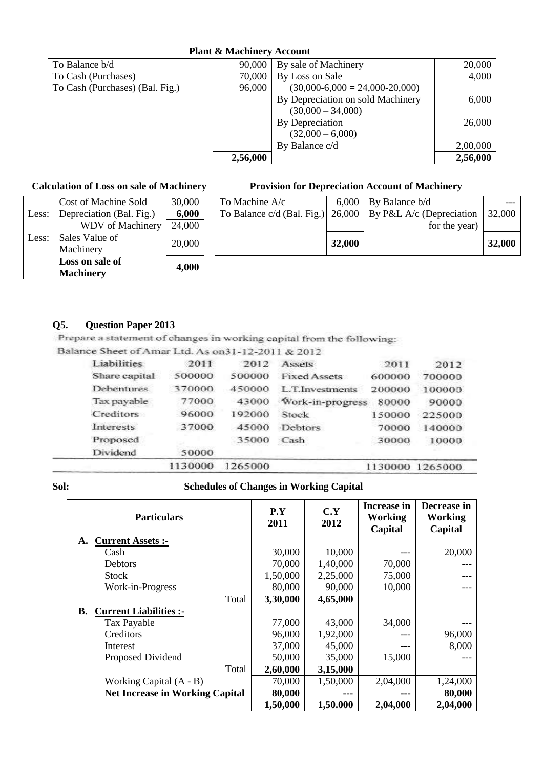**Plant & Machinery Account**

| | | | |
|---|---|---|---|
| To Balance b/d | 90,000 | By sale of Machinery | 20,000 |
| To Cash (Purchases) | 70,000 | By Loss on Sale (30,000-6,000 = 24,000-20,000) | 4,000 |
| To Cash (Purchases) (Bal. Fig.) | 96,000 | By Depreciation on sold Machinery (30,000 – 34,000) | 6,000 |
| | | By Depreciation (32,000 – 6,000) | 26,000 |
| | | By Balance c/d | 2,00,000 |
| | **2,56,000** | | **2,56,000** |

**Calculation of Loss on sale of Machinery**

| | | |
|---|---|---|
| | Cost of Machine Sold | 30,000 |
| Less: | Depreciation (Bal. Fig.) | **6,000** |
| | WDV of Machinery | 24,000 |
| Less: | Sales Value of Machinery | 20,000 |
| | **Loss on sale of Machinery** | **4,000** |

**Provision for Depreciation Account of Machinery**

| | | | |
|---|---|---|---|
| To Machine A/c | 6,000 | By Balance b/d | --- |
| To Balance c/d (Bal. Fig.) | 26,000 | By P&L A/c (Depreciation for the year) | 32,000 |
| | **32,000** | | **32,000** |

**Q5. Question Paper 2013**

Prepare a statement of changes in working capital from the following:

Balance Sheet of Amar Ltd. As on31-12-2011 & 2012

| Liabilities | 2011 | 2012 | Assets | 2011 | 2012 |
|---|---|---|---|---|---|
| Share capital | 500000 | 500000 | Fixed Assets | 600000 | 700000 |
| Debentures | 370000 | 450000 | L.T.Investments | 200000 | 100000 |
| Tax payable | 77000 | 43000 | Work-in-progress | 80000 | 90000 |
| Creditors | 96000 | 192000 | Stock | 150000 | 225000 |
| Interests | 37000 | 45000 | Debtors | 70000 | 140000 |
| Proposed Dividend | 50000 | 35000 | Cash | 30000 | 10000 |
| | 1130000 | 1265000 | | 1130000 | 1265000 |

**Sol:**

**Schedules of Changes in Working Capital**

| Particulars | P.Y 2011 | C.Y 2012 | Increase in Working Capital | Decrease in Working Capital |
|---|---|---|---|---|
| **A. Current Assets :-** | | | | |
| Cash | 30,000 | 10,000 | --- | 20,000 |
| Debtors | 70,000 | 1,40,000 | 70,000 | --- |
| Stock | 1,50,000 | 2,25,000 | 75,000 | --- |
| Work-in-Progress | 80,000 | 90,000 | 10,000 | --- |
| Total | **3,30,000** | **4,65,000** | | |
| **B. Current Liabilities :-** | | | | |
| Tax Payable | 77,000 | 43,000 | 34,000 | --- |
| Creditors | 96,000 | 1,92,000 | --- | 96,000 |
| Interest | 37,000 | 45,000 | --- | 8,000 |
| Proposed Dividend | 50,000 | 35,000 | 15,000 | --- |
| Total | **2,60,000** | **3,15,000** | | |
| Working Capital (A - B) | 70,000 | 1,50,000 | 2,04,000 | 1,24,000 |
| **Net Increase in Working Capital** | **80,000** | **---** | **---** | **80,000** |
| | **1,50,000** | **1,50.000** | **2,04,000** | **2,04,000** |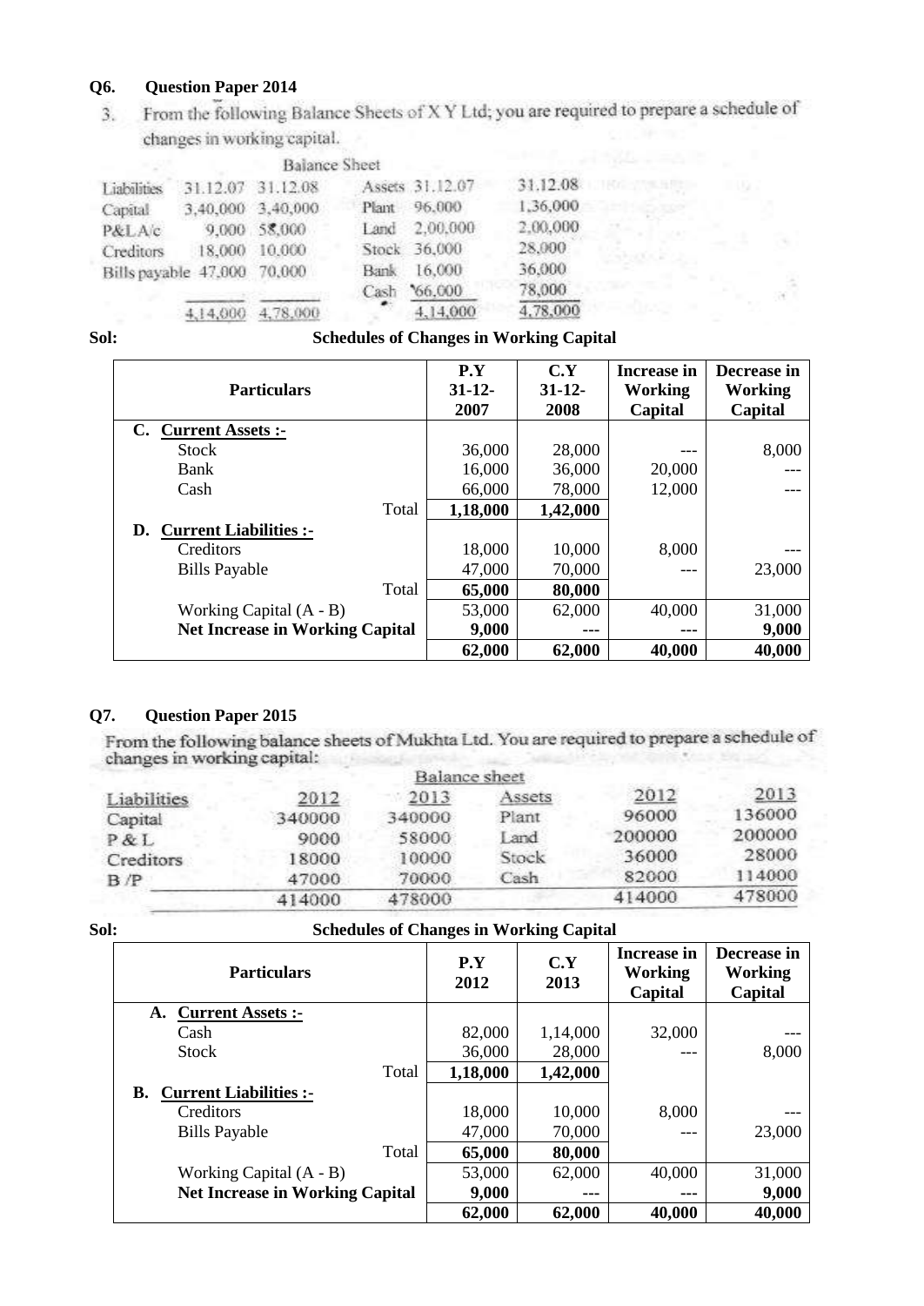**Q6. Question Paper 2014**

3. From the following Balance Sheets of X Y Ltd; you are required to prepare a schedule of changes in working capital.

Balance Sheet

| Liabilities | 31.12.07 | 31.12.08 | Assets | 31.12.07 | 31.12.08 |
|---|---|---|---|---|---|
| Capital | 3,40,000 | 3,40,000 | Plant | 96,000 | 1,36,000 |
| P&L A/c | 9,000 | 58,000 | Land | 2,00,000 | 2,00,000 |
| Creditors | 18,000 | 10,000 | Stock | 36,000 | 28,000 |
| Bills payable | 47,000 | 70,000 | Bank | 16,000 | 36,000 |
| | | | Cash | 66,000 | 78,000 |
| | 4,14,000 | 4,78,000 | | 4,14,000 | 4,78,000 |

**Sol:** **Schedules of Changes in Working Capital**

| Particulars | P.Y 31-12-2007 | C.Y 31-12-2008 | Increase in Working Capital | Decrease in Working Capital |
|---|---|---|---|---|
| **C. Current Assets :-** | | | | |
| Stock | 36,000 | 28,000 | --- | 8,000 |
| Bank | 16,000 | 36,000 | 20,000 | --- |
| Cash | 66,000 | 78,000 | 12,000 | --- |
| Total | **1,18,000** | **1,42,000** | | |
| **D. Current Liabilities :-** | | | | |
| Creditors | 18,000 | 10,000 | 8,000 | --- |
| Bills Payable | 47,000 | 70,000 | --- | 23,000 |
| Total | **65,000** | **80,000** | | |
| Working Capital (A - B) | 53,000 | 62,000 | 40,000 | 31,000 |
| **Net Increase in Working Capital** | **9,000** | --- | --- | **9,000** |
| | **62,000** | **62,000** | **40,000** | **40,000** |

**Q7. Question Paper 2015**

From the following balance sheets of Mukhta Ltd. You are required to prepare a schedule of changes in working capital:

Balance sheet

| Liabilities | 2012 | 2013 | Assets | 2012 | 2013 |
|---|---|---|---|---|---|
| Capital | 340000 | 340000 | Plant | 96000 | 136000 |
| P & L | 9000 | 58000 | Land | 200000 | 200000 |
| Creditors | 18000 | 10000 | Stock | 36000 | 28000 |
| B /P | 47000 | 70000 | Cash | 82000 | 114000 |
| | 414000 | 478000 | | 414000 | 478000 |

**Sol:** **Schedules of Changes in Working Capital**

| Particulars | P.Y 2012 | C.Y 2013 | Increase in Working Capital | Decrease in Working Capital |
|---|---|---|---|---|
| **A. Current Assets :-** | | | | |
| Cash | 82,000 | 1,14,000 | 32,000 | --- |
| Stock | 36,000 | 28,000 | --- | 8,000 |
| Total | **1,18,000** | **1,42,000** | | |
| **B. Current Liabilities :-** | | | | |
| Creditors | 18,000 | 10,000 | 8,000 | --- |
| Bills Payable | 47,000 | 70,000 | --- | 23,000 |
| Total | **65,000** | **80,000** | | |
| Working Capital (A - B) | 53,000 | 62,000 | 40,000 | 31,000 |
| **Net Increase in Working Capital** | **9,000** | --- | --- | **9,000** |
| | **62,000** | **62,000** | **40,000** | **40,000** |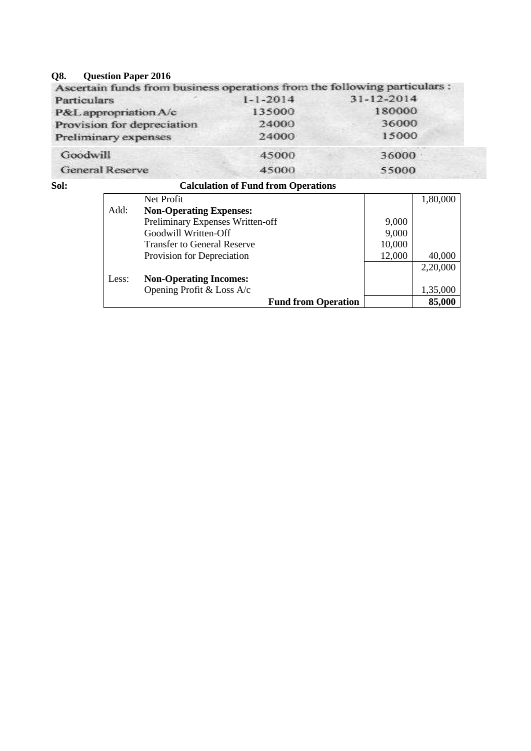**Q8. Question Paper 2016**

Ascertain funds from business operations from the following particulars :

| Particulars | 1-1-2014 | 31-12-2014 |
|---|---|---|
| P&L appropriation A/c | 135000 | 180000 |
| Provision for depreciation | 24000 | 36000 |
| Preliminary expenses | 24000 | 15000 |
| Goodwill | 45000 | 36000 |
| General Reserve | 45000 | 55000 |

**Sol:** **Calculation of Fund from Operations**

| | | | |
|---|---|---|---|
| | Net Profit | | 1,80,000 |
| Add: | **Non-Operating Expenses:** | | |
| | Preliminary Expenses Written-off | 9,000 | |
| | Goodwill Written-Off | 9,000 | |
| | Transfer to General Reserve | 10,000 | |
| | Provision for Depreciation | 12,000 | 40,000 |
| | | | 2,20,000 |
| Less: | **Non-Operating Incomes:** | | |
| | Opening Profit & Loss A/c | | 1,35,000 |
| | **Fund from Operation** | | **85,000** |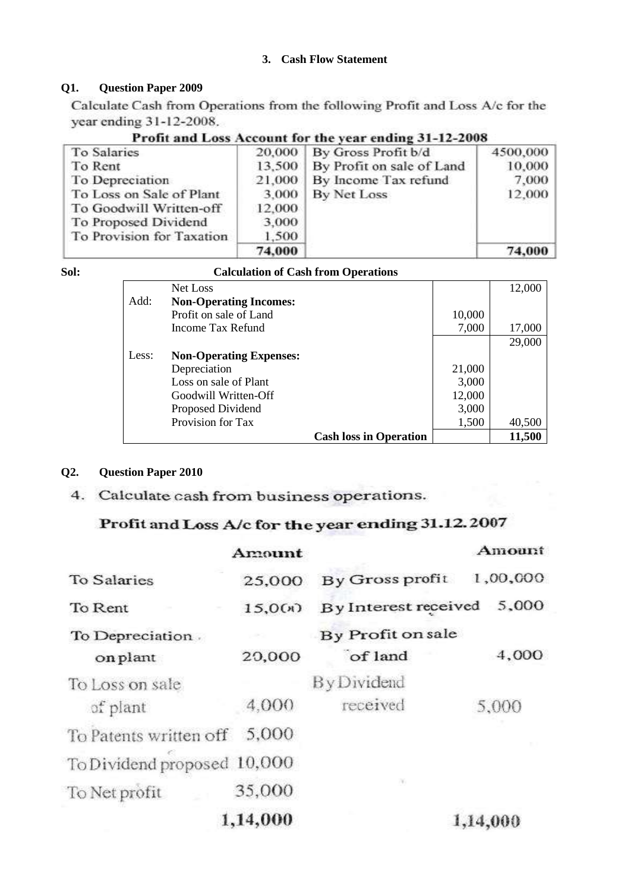### 3. Cash Flow Statement

**Q1. Question Paper 2009**

Calculate Cash from Operations from the following Profit and Loss A/c for the year ending 31-12-2008.

**Profit and Loss Account for the year ending 31-12-2008**

| | | | |
|---|---|---|---|
| To Salaries | 20,000 | By Gross Profit b/d | 4500,000 |
| To Rent | 13,500 | By Profit on sale of Land | 10,000 |
| To Depreciation | 21,000 | By Income Tax refund | 7,000 |
| To Loss on Sale of Plant | 3,000 | By Net Loss | 12,000 |
| To Goodwill Written-off | 12,000 | | |
| To Proposed Dividend | 3,000 | | |
| To Provision for Taxation | 1,500 | | |
| | **74,000** | | **74,000** |

**Sol:** **Calculation of Cash from Operations**

| | | | |
|---|---|---|---|
| | Net Loss | | 12,000 |
| Add: | **Non-Operating Incomes:** | | |
| | Profit on sale of Land | 10,000 | |
| | Income Tax Refund | 7,000 | 17,000 |
| | | | 29,000 |
| Less: | **Non-Operating Expenses:** | | |
| | Depreciation | 21,000 | |
| | Loss on sale of Plant | 3,000 | |
| | Goodwill Written-Off | 12,000 | |
| | Proposed Dividend | 3,000 | |
| | Provision for Tax | 1,500 | 40,500 |
| | **Cash loss in Operation** | | **11,500** |

**Q2. Question Paper 2010**

4. Calculate cash from business operations.

**Profit and Loss A/c for the year ending 31.12.2007**

| | Amount | | Amount |
|---|---|---|---|
| To Salaries | 25,000 | By Gross profit | 1,00,000 |
| To Rent | 15,000 | By Interest received | 5,000 |
| To Depreciation on plant | 20,000 | By Profit on sale of land | 4,000 |
| To Loss on sale of plant | 4,000 | By Dividend received | 5,000 |
| To Patents written off | 5,000 | | |
| To Dividend proposed | 10,000 | | |
| To Net profit | 35,000 | | |
| | 1,14,000 | | 1,14,000 |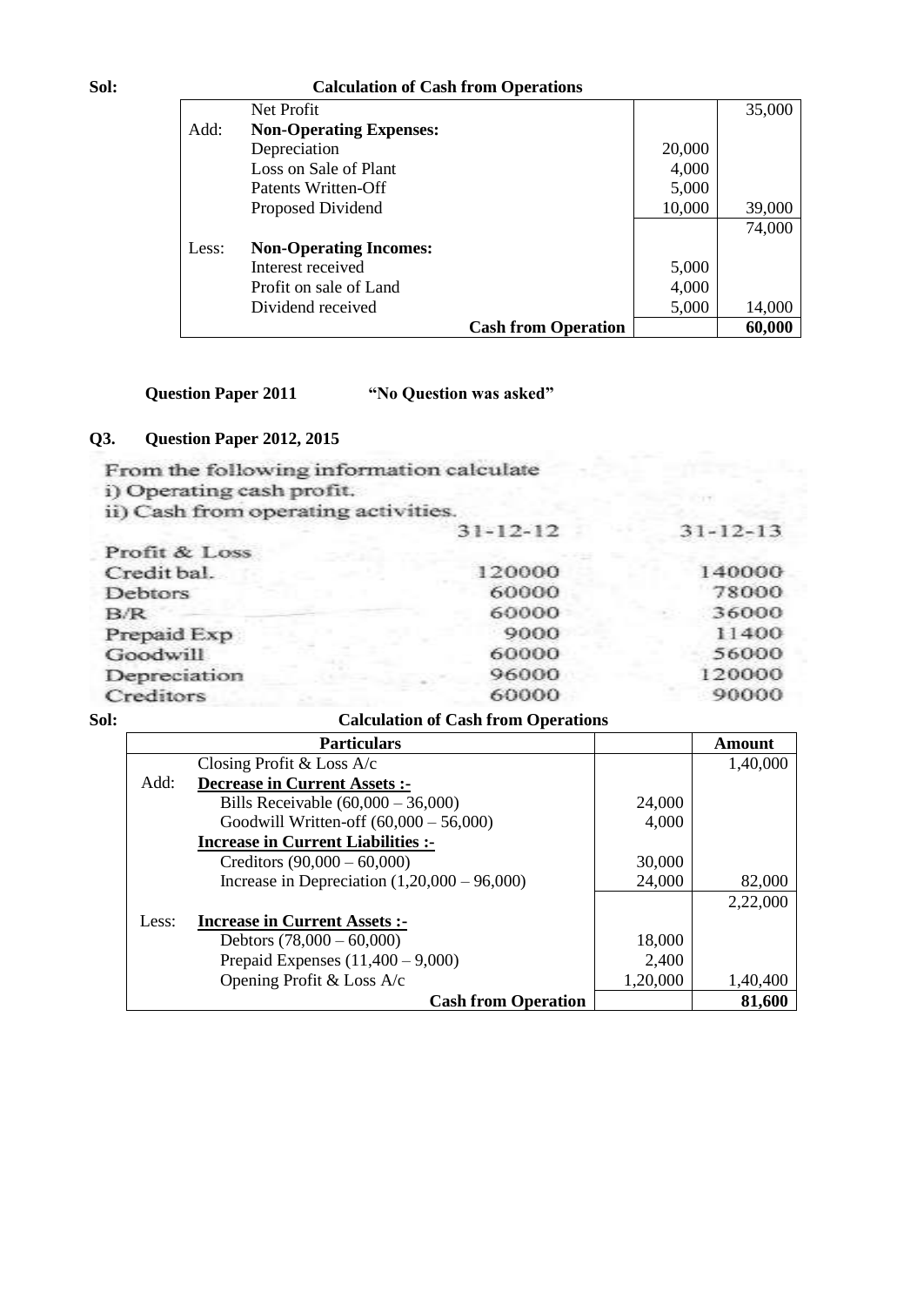**Sol:** **Calculation of Cash from Operations**

| | | | |
|---|---|---|---|
| | Net Profit | | 35,000 |
| Add: | **Non-Operating Expenses:** | | |
| | Depreciation | 20,000 | |
| | Loss on Sale of Plant | 4,000 | |
| | Patents Written-Off | 5,000 | |
| | Proposed Dividend | 10,000 | 39,000 |
| | | | 74,000 |
| Less: | **Non-Operating Incomes:** | | |
| | Interest received | 5,000 | |
| | Profit on sale of Land | 4,000 | |
| | Dividend received | 5,000 | 14,000 |
| | **Cash from Operation** | | **60,000** |

**Question Paper 2011** **"No Question was asked"**

**Q3. Question Paper 2012, 2015**

From the following information calculate
i) Operating cash profit.
ii) Cash from operating activities.

| | 31-12-12 | 31-12-13 |
|---|---|---|
| Profit & Loss Credit bal. | 120000 | 140000 |
| Debtors | 60000 | 78000 |
| B/R | 60000 | 36000 |
| Prepaid Exp | 9000 | 11400 |
| Goodwill | 60000 | 56000 |
| Depreciation | 96000 | 120000 |
| Creditors | 60000 | 90000 |

**Sol:** **Calculation of Cash from Operations**

| | **Particulars** | | **Amount** |
|---|---|---|---|
| | Closing Profit & Loss A/c | | 1,40,000 |
| Add: | **Decrease in Current Assets :-** | | |
| | Bills Receivable (60,000 – 36,000) | 24,000 | |
| | Goodwill Written-off (60,000 – 56,000) | 4,000 | |
| | **Increase in Current Liabilities :-** | | |
| | Creditors (90,000 – 60,000) | 30,000 | |
| | Increase in Depreciation (1,20,000 – 96,000) | 24,000 | 82,000 |
| | | | 2,22,000 |
| Less: | **Increase in Current Assets :-** | | |
| | Debtors (78,000 – 60,000) | 18,000 | |
| | Prepaid Expenses (11,400 – 9,000) | 2,400 | |
| | Opening Profit & Loss A/c | 1,20,000 | 1,40,400 |
| | **Cash from Operation** | | **81,600** |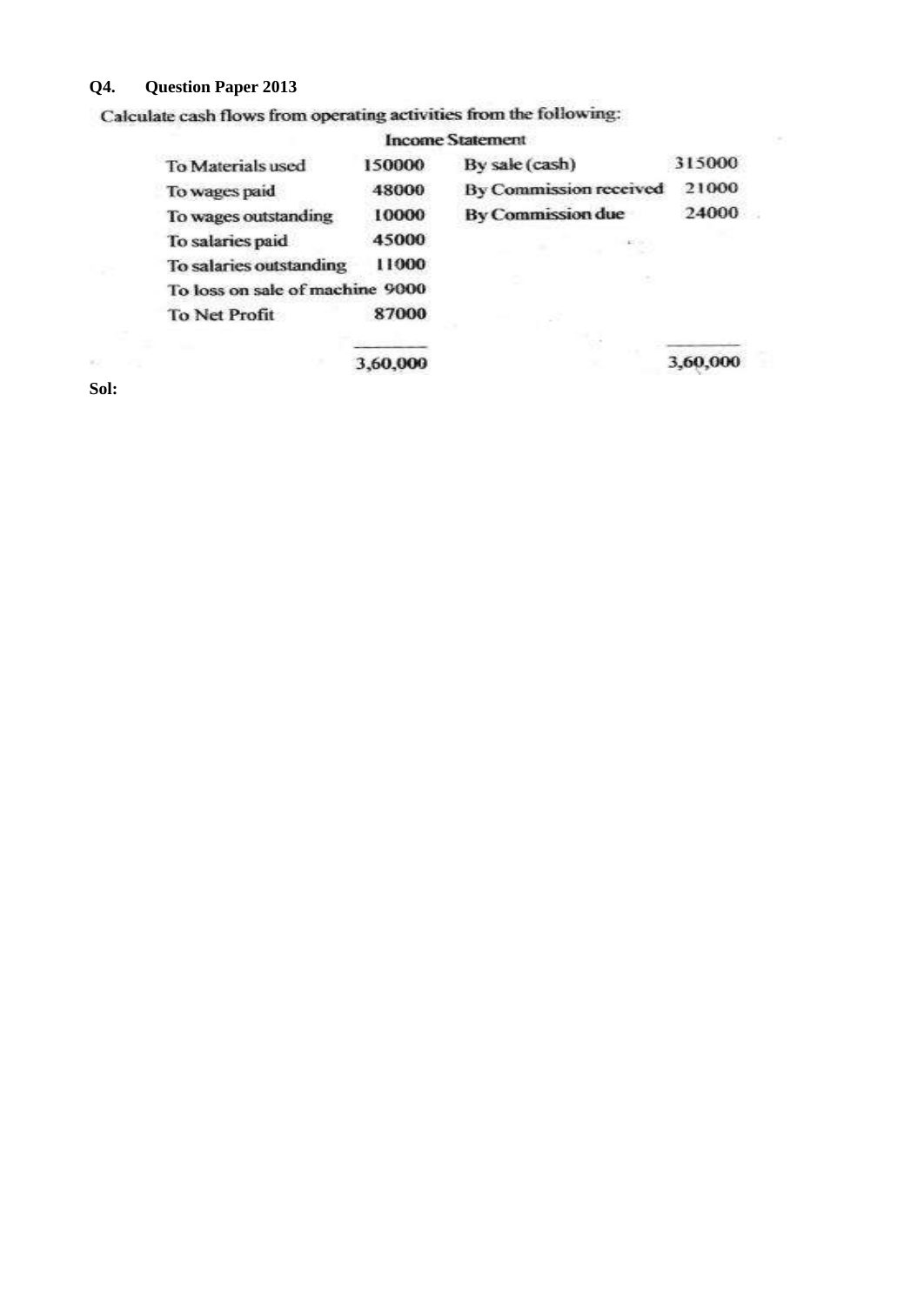**Q4. Question Paper 2013**

Calculate cash flows from operating activities from the following:

**Income Statement**

| | | | |
|---|---|---|---|
| To Materials used | 150000 | By sale (cash) | 315000 |
| To wages paid | 48000 | By Commission received | 21000 |
| To wages outstanding | 10000 | By Commission due | 24000 |
| To salaries paid | 45000 | | |
| To salaries outstanding | 11000 | | |
| To loss on sale of machine | 9000 | | |
| To Net Profit | 87000 | | |
| | 3,60,000 | | 3,60,000 |

**Sol:**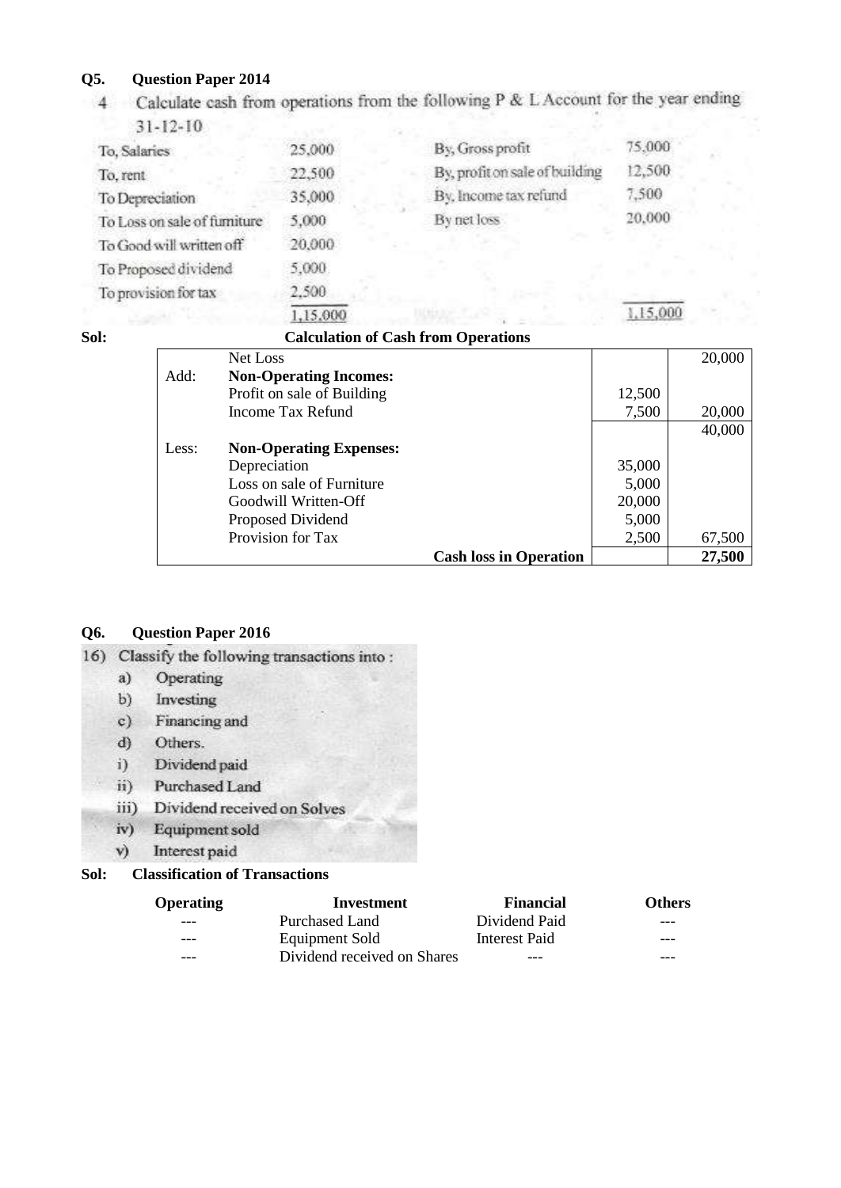**Q5. Question Paper 2014**

4 Calculate cash from operations from the following P & L Account for the year ending 31-12-10

| | | | |
|---|---|---|---|
| To, Salaries | 25,000 | By, Gross profit | 75,000 |
| To, rent | 22,500 | By, profit on sale of building | 12,500 |
| To Depreciation | 35,000 | By, Income tax refund | 7,500 |
| To Loss on sale of furniture | 5,000 | By net loss | 20,000 |
| To Good will written off | 20,000 | | |
| To Proposed dividend | 5,000 | | |
| To provision for tax | 2,500 | | |
| | 1,15,000 | | 1,15,000 |

**Sol:**

**Calculation of Cash from Operations**

| | | | |
|---|---|---|---|
| | Net Loss | | 20,000 |
| Add: | **Non-Operating Incomes:** | | |
| | Profit on sale of Building | 12,500 | |
| | Income Tax Refund | 7,500 | 20,000 |
| | | | 40,000 |
| Less: | **Non-Operating Expenses:** | | |
| | Depreciation | 35,000 | |
| | Loss on sale of Furniture | 5,000 | |
| | Goodwill Written-Off | 20,000 | |
| | Proposed Dividend | 5,000 | |
| | Provision for Tax | 2,500 | 67,500 |
| | **Cash loss in Operation** | | **27,500** |

**Q6. Question Paper 2016**

16) Classify the following transactions into :

a) Operating
b) Investing
c) Financing and
d) Others.

i) Dividend paid
ii) Purchased Land
iii) Dividend received on Solves
iv) Equipment sold
v) Interest paid

**Sol: Classification of Transactions**

| **Operating** | **Investment** | **Financial** | **Others** |
|---|---|---|---|
| --- | Purchased Land | Dividend Paid | --- |
| --- | Equipment Sold | Interest Paid | --- |
| --- | Dividend received on Shares | --- | --- |